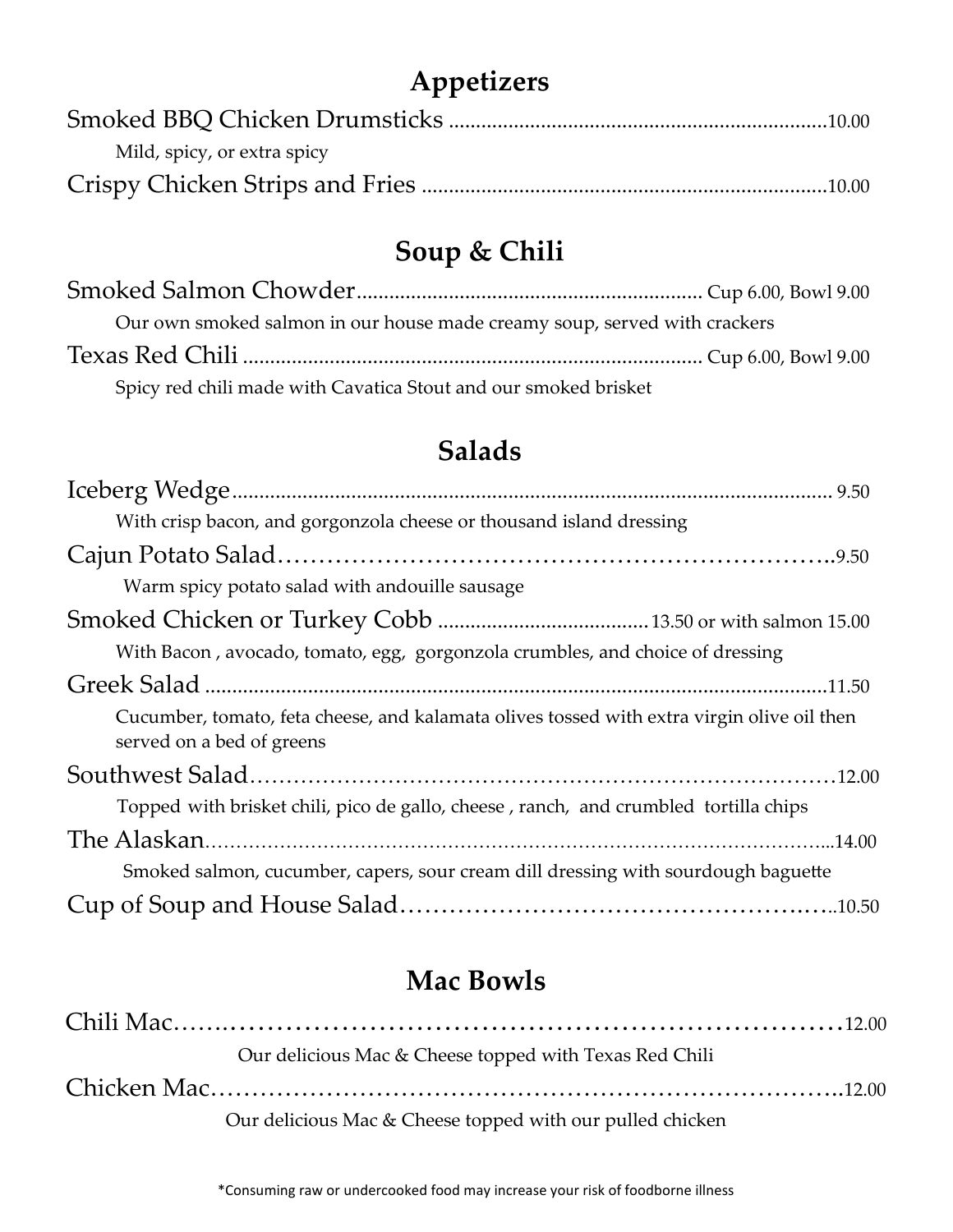## Appetizers

Smoked BBQ Chicken Drumsticks ........................................................................10.00

Mild, spicy, or extra spicy

Crispy Chicken Strips and Fries ........................................................................10.00

## Soup & Chili

Smoked Salmon Chowder.............................................................. Cup 6.00, Bowl 9.00

Our own smoked salmon in our house made creamy soup, served with crackers

Texas Red Chili .................................................................................. Cup 6.00, Bowl 9.00

Spicy red chili made with Cavatica Stout and our smoked brisket

## Salads

Iceberg Wedge............................................................................................................. 9.50

With crisp bacon, and gorgonzola cheese or thousand island dressing

Cajun Potato Salad……………………………………………………………..9.50

Warm spicy potato salad with andouille sausage

Smoked Chicken or Turkey Cobb ......................................13.50 or with salmon 15.00

With Bacon , avocado, tomato, egg, gorgonzola crumbles, and choice of dressing

Greek Salad ..................................................................................................................11.50

Cucumber, tomato, feta cheese, and kalamata olives tossed with extra virgin olive oil then served on a bed of greens

Southwest Salad……………………………………………………………………12.00

Topped with brisket chili, pico de gallo, cheese , ranch, and crumbled tortilla chips

The Alaskan…………………………………………………………………………...14.00

Smoked salmon, cucumber, capers, sour cream dill dressing with sourdough baguette

Cup of Soup and House Salad……………………………………….…..10.50

## Mac Bowls

Chili Mac…….……………………………………………………………12.00

Our delicious Mac & Cheese topped with Texas Red Chili

Chicken Mac……………………………………………………………..12.00

Our delicious Mac & Cheese topped with our pulled chicken

*Consuming raw or undercooked food may increase your risk of foodborne illness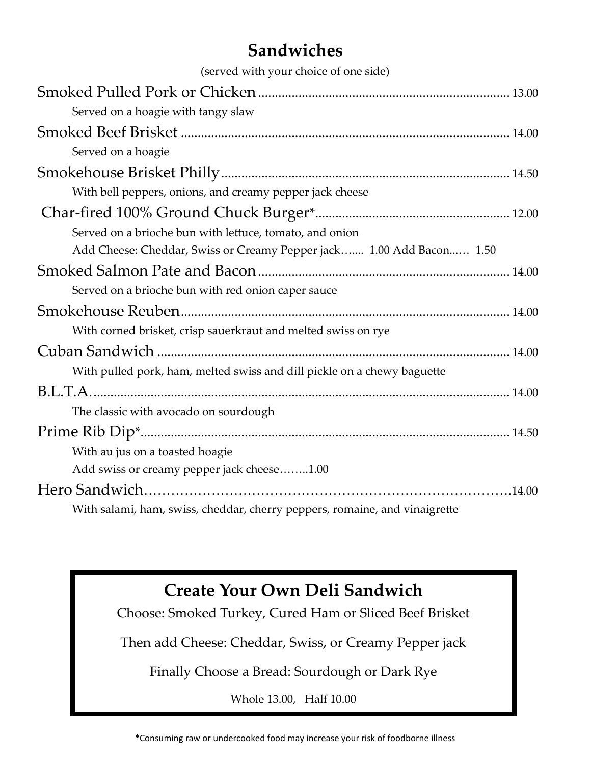## Sandwiches

(served with your choice of one side)

Smoked Pulled Pork or Chicken........................................................................ 13.00

Served on a hoagie with tangy slaw

Smoked Beef Brisket ................................................................................................ 14.00

Served on a hoagie

Smokehouse Brisket Philly................................................................................... 14.50

With bell peppers, onions, and creamy pepper jack cheese

Char-fired 100% Ground Chuck Burger*.......................................................... 12.00

Served on a brioche bun with lettuce, tomato, and onion

Add Cheese: Cheddar, Swiss or Creamy Pepper jack…..... 1.00 Add Bacon...… 1.50

Smoked Salmon Pate and Bacon......................................................................... 14.00

Served on a brioche bun with red onion caper sauce

Smokehouse Reuben................................................................................................ 14.00

With corned brisket, crisp sauerkraut and melted swiss on rye

Cuban Sandwich ....................................................................................................... 14.00

With pulled pork, ham, melted swiss and dill pickle on a chewy baguette

B.L.T.A......................................................................................................................... 14.00

The classic with avocado on sourdough

Prime Rib Dip*............................................................................................................ 14.50

With au jus on a toasted hoagie

Add swiss or creamy pepper jack cheese……..1.00

Hero Sandwich……………………………………………………………………….14.00

With salami, ham, swiss, cheddar, cherry peppers, romaine, and vinaigrette

### Create Your Own Deli Sandwich

Choose: Smoked Turkey, Cured Ham or Sliced Beef Brisket

Then add Cheese: Cheddar, Swiss, or Creamy Pepper jack

Finally Choose a Bread: Sourdough or Dark Rye

Whole 13.00, Half 10.00

*Consuming raw or undercooked food may increase your risk of foodborne illness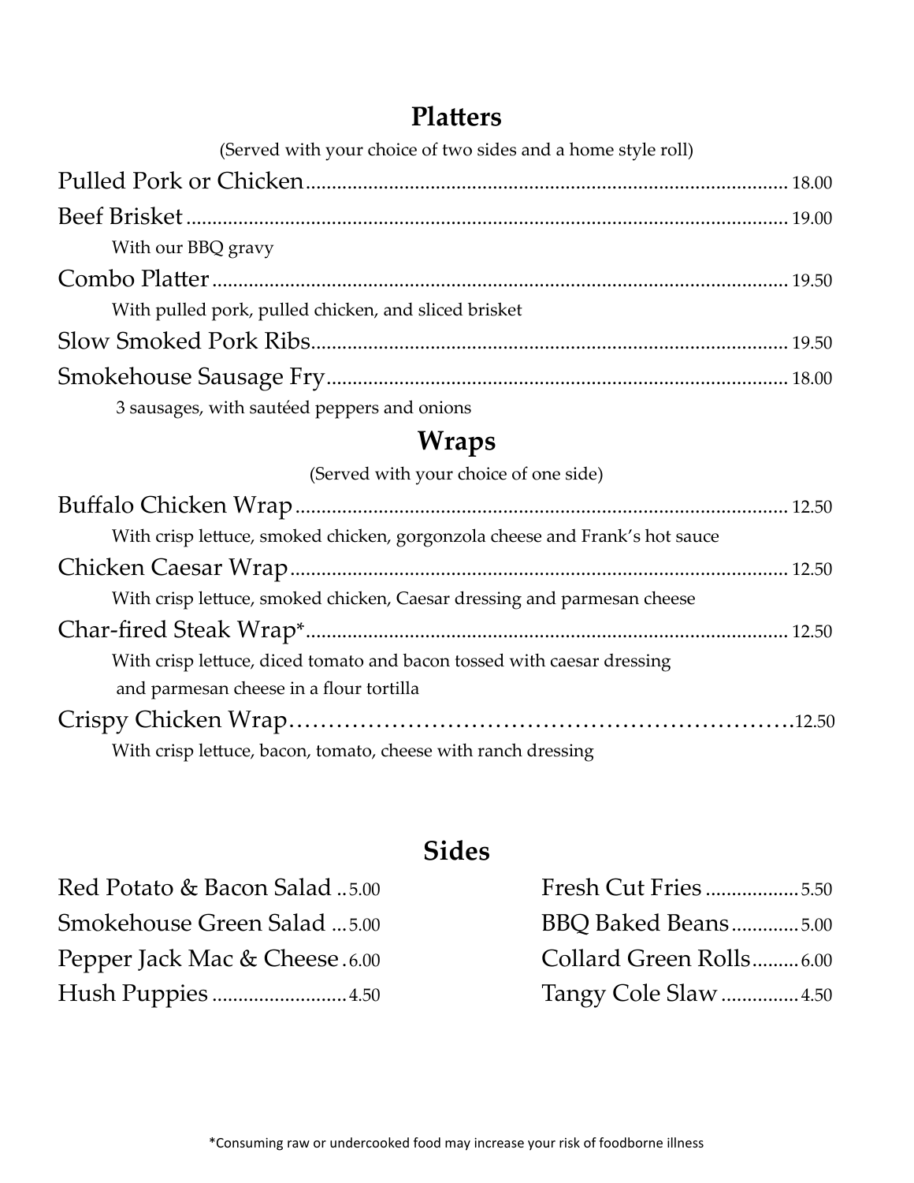## Platters

(Served with your choice of two sides and a home style roll)

Pulled Pork or Chicken........................................................................................... 18.00

Beef Brisket.................................................................................................................. 19.00

With our BBQ gravy

Combo Platter............................................................................................................. 19.50

With pulled pork, pulled chicken, and sliced brisket

Slow Smoked Pork Ribs......................................................................................... 19.50

Smokehouse Sausage Fry...................................................................................... 18.00

3 sausages, with sautéed peppers and onions

## Wraps

(Served with your choice of one side)

Buffalo Chicken Wrap............................................................................................ 12.50

With crisp lettuce, smoked chicken, gorgonzola cheese and Frank's hot sauce

Chicken Caesar Wrap.............................................................................................. 12.50

With crisp lettuce, smoked chicken, Caesar dressing and parmesan cheese

Char-fired Steak Wrap*.......................................................................................... 12.50

With crisp lettuce, diced tomato and bacon tossed with caesar dressing and parmesan cheese in a flour tortilla

Crispy Chicken Wrap……………………………………………………………12.50

With crisp lettuce, bacon, tomato, cheese with ranch dressing

## Sides

Red Potato & Bacon Salad .. 5.00

Smokehouse Green Salad ... 5.00

Pepper Jack Mac & Cheese . 6.00

Hush Puppies .......................... 4.50

Fresh Cut Fries .................. 5.50

BBQ Baked Beans............. 5.00

Collard Green Rolls......... 6.00

Tangy Cole Slaw ............... 4.50

*Consuming raw or undercooked food may increase your risk of foodborne illness